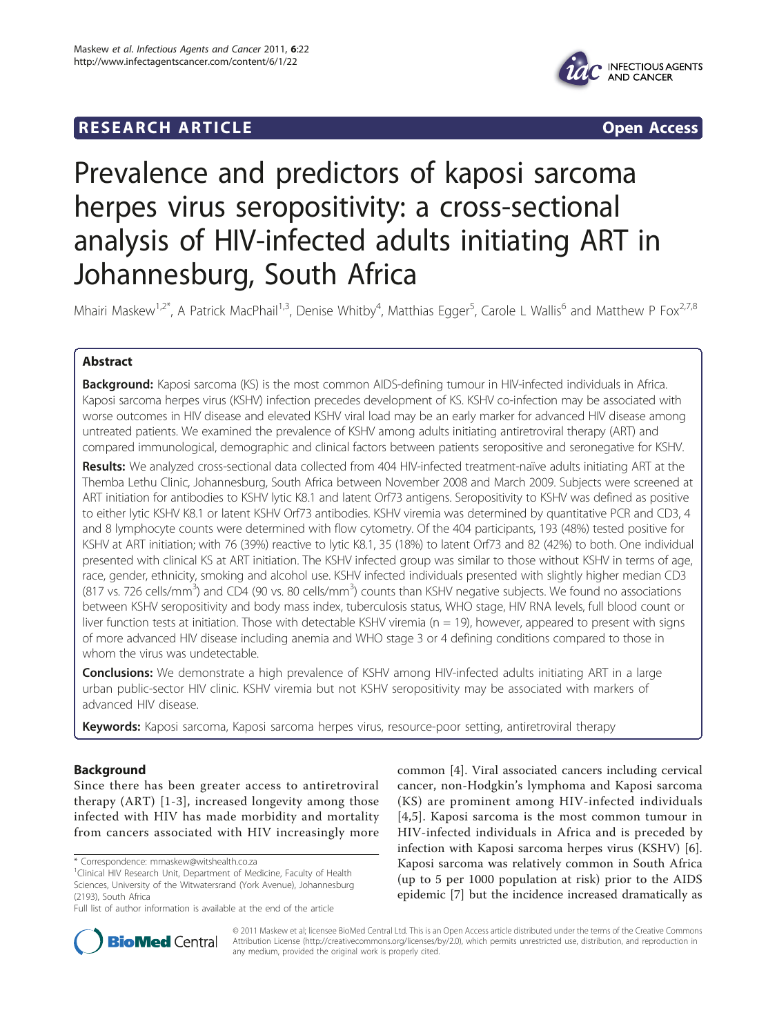RESEARCH ARTICLE Open Access

# Prevalence and predictors of kaposi sarcoma herpes virus seropositivity: a cross-sectional analysis of HIV-infected adults initiating ART in Johannesburg, South Africa

Mhairi Maskew[1,2*], A Patrick MacPhail[1,3], Denise Whitby[4], Matthias Egger[5], Carole L Wallis[6] and Matthew P Fox[2,7,8]

## Abstract

**Background:** Kaposi sarcoma (KS) is the most common AIDS-defining tumour in HIV-infected individuals in Africa. Kaposi sarcoma herpes virus (KSHV) infection precedes development of KS. KSHV co-infection may be associated with worse outcomes in HIV disease and elevated KSHV viral load may be an early marker for advanced HIV disease among untreated patients. We examined the prevalence of KSHV among adults initiating antiretroviral therapy (ART) and compared immunological, demographic and clinical factors between patients seropositive and seronegative for KSHV.

**Results:** We analyzed cross-sectional data collected from 404 HIV-infected treatment-naïve adults initiating ART at the Themba Lethu Clinic, Johannesburg, South Africa between November 2008 and March 2009. Subjects were screened at ART initiation for antibodies to KSHV lytic K8.1 and latent Orf73 antigens. Seropositivity to KSHV was defined as positive to either lytic KSHV K8.1 or latent KSHV Orf73 antibodies. KSHV viremia was determined by quantitative PCR and CD3, 4 and 8 lymphocyte counts were determined with flow cytometry. Of the 404 participants, 193 (48%) tested positive for KSHV at ART initiation; with 76 (39%) reactive to lytic K8.1, 35 (18%) to latent Orf73 and 82 (42%) to both. One individual presented with clinical KS at ART initiation. The KSHV infected group was similar to those without KSHV in terms of age, race, gender, ethnicity, smoking and alcohol use. KSHV infected individuals presented with slightly higher median CD3 (817 vs. 726 cells/mm$^3$) and CD4 (90 vs. 80 cells/mm$^3$) counts than KSHV negative subjects. We found no associations between KSHV seropositivity and body mass index, tuberculosis status, WHO stage, HIV RNA levels, full blood count or liver function tests at initiation. Those with detectable KSHV viremia (n = 19), however, appeared to present with signs of more advanced HIV disease including anemia and WHO stage 3 or 4 defining conditions compared to those in whom the virus was undetectable.

**Conclusions:** We demonstrate a high prevalence of KSHV among HIV-infected adults initiating ART in a large urban public-sector HIV clinic. KSHV viremia but not KSHV seropositivity may be associated with markers of advanced HIV disease.

**Keywords:** Kaposi sarcoma, Kaposi sarcoma herpes virus, resource-poor setting, antiretroviral therapy

## Background

Since there has been greater access to antiretroviral therapy (ART) [1-3], increased longevity among those infected with HIV has made morbidity and mortality from cancers associated with HIV increasingly more common [4]. Viral associated cancers including cervical cancer, non-Hodgkin's lymphoma and Kaposi sarcoma (KS) are prominent among HIV-infected individuals [4,5]. Kaposi sarcoma is the most common tumour in HIV-infected individuals in Africa and is preceded by infection with Kaposi sarcoma herpes virus (KSHV) [6]. Kaposi sarcoma was relatively common in South Africa (up to 5 per 1000 population at risk) prior to the AIDS epidemic [7] but the incidence increased dramatically as

\* Correspondence: mmaskew@witshealth.co.za

[1]Clinical HIV Research Unit, Department of Medicine, Faculty of Health Sciences, University of the Witwatersrand (York Avenue), Johannesburg (2193), South Africa

Full list of author information is available at the end of the article

© 2011 Maskew et al; licensee BioMed Central Ltd. This is an Open Access article distributed under the terms of the Creative Commons Attribution License (http://creativecommons.org/licenses/by/2.0), which permits unrestricted use, distribution, and reproduction in any medium, provided the original work is properly cited.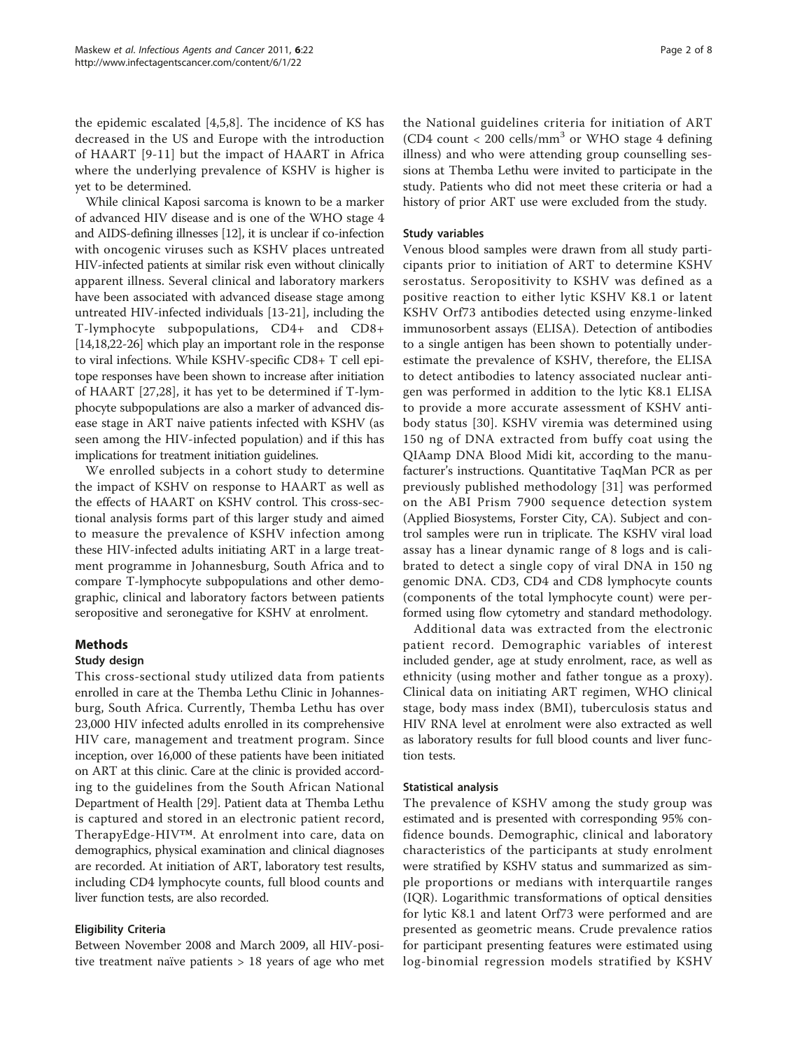the epidemic escalated [4,5,8]. The incidence of KS has decreased in the US and Europe with the introduction of HAART [9-11] but the impact of HAART in Africa where the underlying prevalence of KSHV is higher is yet to be determined.

While clinical Kaposi sarcoma is known to be a marker of advanced HIV disease and is one of the WHO stage 4 and AIDS-defining illnesses [12], it is unclear if co-infection with oncogenic viruses such as KSHV places untreated HIV-infected patients at similar risk even without clinically apparent illness. Several clinical and laboratory markers have been associated with advanced disease stage among untreated HIV-infected individuals [13-21], including the T-lymphocyte subpopulations, CD4+ and CD8+ [14,18,22-26] which play an important role in the response to viral infections. While KSHV-specific CD8+ T cell epitope responses have been shown to increase after initiation of HAART [27,28], it has yet to be determined if T-lymphocyte subpopulations are also a marker of advanced disease stage in ART naive patients infected with KSHV (as seen among the HIV-infected population) and if this has implications for treatment initiation guidelines.

We enrolled subjects in a cohort study to determine the impact of KSHV on response to HAART as well as the effects of HAART on KSHV control. This cross-sectional analysis forms part of this larger study and aimed to measure the prevalence of KSHV infection among these HIV-infected adults initiating ART in a large treatment programme in Johannesburg, South Africa and to compare T-lymphocyte subpopulations and other demographic, clinical and laboratory factors between patients seropositive and seronegative for KSHV at enrolment.

## Methods

### Study design

This cross-sectional study utilized data from patients enrolled in care at the Themba Lethu Clinic in Johannesburg, South Africa. Currently, Themba Lethu has over 23,000 HIV infected adults enrolled in its comprehensive HIV care, management and treatment program. Since inception, over 16,000 of these patients have been initiated on ART at this clinic. Care at the clinic is provided according to the guidelines from the South African National Department of Health [29]. Patient data at Themba Lethu is captured and stored in an electronic patient record, TherapyEdge-HIV™. At enrolment into care, data on demographics, physical examination and clinical diagnoses are recorded. At initiation of ART, laboratory test results, including CD4 lymphocyte counts, full blood counts and liver function tests, are also recorded.

### Eligibility Criteria

Between November 2008 and March 2009, all HIV-positive treatment naïve patients > 18 years of age who met the National guidelines criteria for initiation of ART (CD4 count < 200 cells/mm$^3$ or WHO stage 4 defining illness) and who were attending group counselling sessions at Themba Lethu were invited to participate in the study. Patients who did not meet these criteria or had a history of prior ART use were excluded from the study.

### Study variables

Venous blood samples were drawn from all study participants prior to initiation of ART to determine KSHV serostatus. Seropositivity to KSHV was defined as a positive reaction to either lytic KSHV K8.1 or latent KSHV Orf73 antibodies detected using enzyme-linked immunosorbent assays (ELISA). Detection of antibodies to a single antigen has been shown to potentially underestimate the prevalence of KSHV, therefore, the ELISA to detect antibodies to latency associated nuclear antigen was performed in addition to the lytic K8.1 ELISA to provide a more accurate assessment of KSHV antibody status [30]. KSHV viremia was determined using 150 ng of DNA extracted from buffy coat using the QIAamp DNA Blood Midi kit, according to the manufacturer's instructions. Quantitative TaqMan PCR as per previously published methodology [31] was performed on the ABI Prism 7900 sequence detection system (Applied Biosystems, Forster City, CA). Subject and control samples were run in triplicate. The KSHV viral load assay has a linear dynamic range of 8 logs and is calibrated to detect a single copy of viral DNA in 150 ng genomic DNA. CD3, CD4 and CD8 lymphocyte counts (components of the total lymphocyte count) were performed using flow cytometry and standard methodology.

Additional data was extracted from the electronic patient record. Demographic variables of interest included gender, age at study enrolment, race, as well as ethnicity (using mother and father tongue as a proxy). Clinical data on initiating ART regimen, WHO clinical stage, body mass index (BMI), tuberculosis status and HIV RNA level at enrolment were also extracted as well as laboratory results for full blood counts and liver function tests.

### Statistical analysis

The prevalence of KSHV among the study group was estimated and is presented with corresponding 95% confidence bounds. Demographic, clinical and laboratory characteristics of the participants at study enrolment were stratified by KSHV status and summarized as simple proportions or medians with interquartile ranges (IQR). Logarithmic transformations of optical densities for lytic K8.1 and latent Orf73 were performed and are presented as geometric means. Crude prevalence ratios for participant presenting features were estimated using log-binomial regression models stratified by KSHV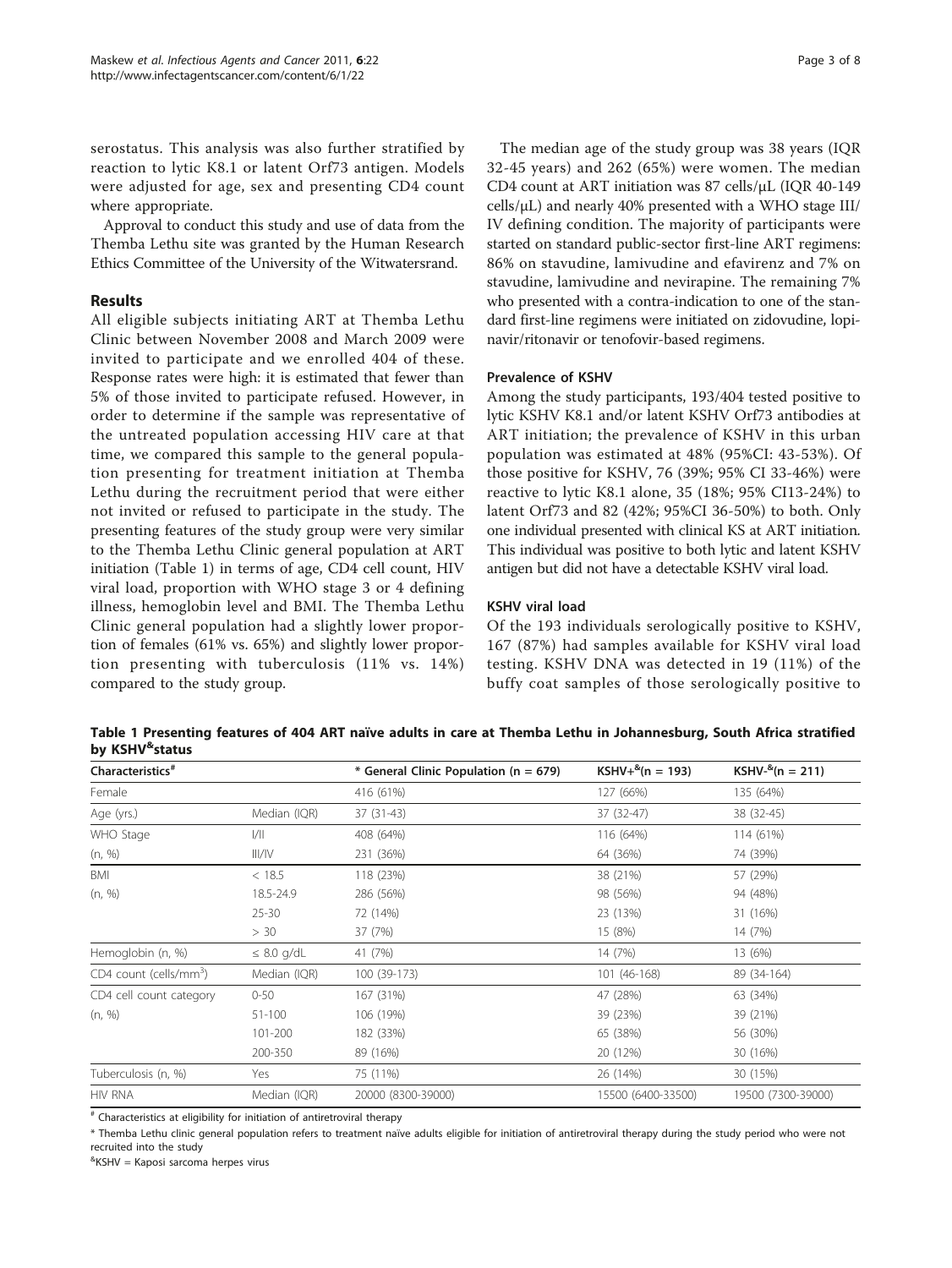serostatus. This analysis was also further stratified by reaction to lytic K8.1 or latent Orf73 antigen. Models were adjusted for age, sex and presenting CD4 count where appropriate.

Approval to conduct this study and use of data from the Themba Lethu site was granted by the Human Research Ethics Committee of the University of the Witwatersrand.

## Results

All eligible subjects initiating ART at Themba Lethu Clinic between November 2008 and March 2009 were invited to participate and we enrolled 404 of these. Response rates were high: it is estimated that fewer than 5% of those invited to participate refused. However, in order to determine if the sample was representative of the untreated population accessing HIV care at that time, we compared this sample to the general population presenting for treatment initiation at Themba Lethu during the recruitment period that were either not invited or refused to participate in the study. The presenting features of the study group were very similar to the Themba Lethu Clinic general population at ART initiation (Table 1) in terms of age, CD4 cell count, HIV viral load, proportion with WHO stage 3 or 4 defining illness, hemoglobin level and BMI. The Themba Lethu Clinic general population had a slightly lower proportion of females (61% vs. 65%) and slightly lower proportion presenting with tuberculosis (11% vs. 14%) compared to the study group.

The median age of the study group was 38 years (IQR 32-45 years) and 262 (65%) were women. The median CD4 count at ART initiation was 87 cells/μL (IQR 40-149 cells/μL) and nearly 40% presented with a WHO stage III/IV defining condition. The majority of participants were started on standard public-sector first-line ART regimens: 86% on stavudine, lamivudine and efavirenz and 7% on stavudine, lamivudine and nevirapine. The remaining 7% who presented with a contra-indication to one of the standard first-line regimens were initiated on zidovudine, lopinavir/ritonavir or tenofovir-based regimens.

### Prevalence of KSHV

Among the study participants, 193/404 tested positive to lytic KSHV K8.1 and/or latent KSHV Orf73 antibodies at ART initiation; the prevalence of KSHV in this urban population was estimated at 48% (95%CI: 43-53%). Of those positive for KSHV, 76 (39%; 95% CI 33-46%) were reactive to lytic K8.1 alone, 35 (18%; 95% CI13-24%) to latent Orf73 and 82 (42%; 95%CI 36-50%) to both. Only one individual presented with clinical KS at ART initiation. This individual was positive to both lytic and latent KSHV antigen but did not have a detectable KSHV viral load.

### KSHV viral load

Of the 193 individuals serologically positive to KSHV, 167 (87%) had samples available for KSHV viral load testing. KSHV DNA was detected in 19 (11%) of the buffy coat samples of those serologically positive to

**Table 1 Presenting features of 404 ART naïve adults in care at Themba Lethu in Johannesburg, South Africa stratified by KSHV[&] status**

| Characteristics[#] | | * General Clinic Population (n = 679) | KSHV+[&] (n = 193) | KSHV-[&] (n = 211) |
|---|---|---|---|---|
| Female | | 416 (61%) | 127 (66%) | 135 (64%) |
| Age (yrs.) | Median (IQR) | 37 (31-43) | 37 (32-47) | 38 (32-45) |
| WHO Stage | I/II | 408 (64%) | 116 (64%) | 114 (61%) |
| (n, %) | III/IV | 231 (36%) | 64 (36%) | 74 (39%) |
| BMI | < 18.5 | 118 (23%) | 38 (21%) | 57 (29%) |
| (n, %) | 18.5-24.9 | 286 (56%) | 98 (56%) | 94 (48%) |
| | 25-30 | 72 (14%) | 23 (13%) | 31 (16%) |
| | > 30 | 37 (7%) | 15 (8%) | 14 (7%) |
| Hemoglobin (n, %) | ≤ 8.0 g/dL | 41 (7%) | 14 (7%) | 13 (6%) |
| CD4 count (cells/mm$^3$) | Median (IQR) | 100 (39-173) | 101 (46-168) | 89 (34-164) |
| CD4 cell count category | 0-50 | 167 (31%) | 47 (28%) | 63 (34%) |
| (n, %) | 51-100 | 106 (19%) | 39 (23%) | 39 (21%) |
| | 101-200 | 182 (33%) | 65 (38%) | 56 (30%) |
| | 200-350 | 89 (16%) | 20 (12%) | 30 (16%) |
| Tuberculosis (n, %) | Yes | 75 (11%) | 26 (14%) | 30 (15%) |
| HIV RNA | Median (IQR) | 20000 (8300-39000) | 15500 (6400-33500) | 19500 (7300-39000) |

[#] Characteristics at eligibility for initiation of antiretroviral therapy

\* Themba Lethu clinic general population refers to treatment naïve adults eligible for initiation of antiretroviral therapy during the study period who were not recruited into the study

[&] KSHV = Kaposi sarcoma herpes virus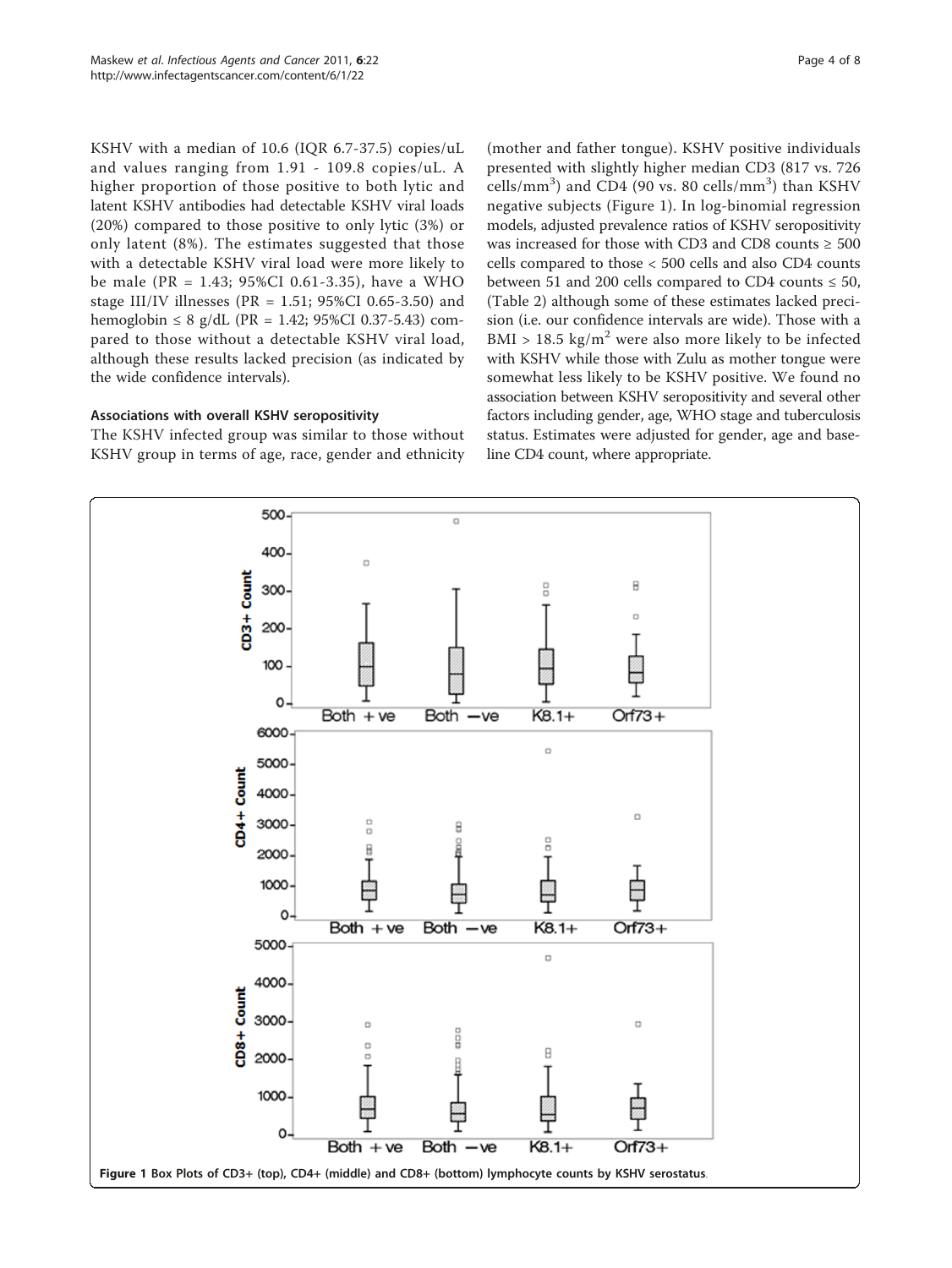KSHV with a median of 10.6 (IQR 6.7-37.5) copies/uL and values ranging from 1.91 - 109.8 copies/uL. A higher proportion of those positive to both lytic and latent KSHV antibodies had detectable KSHV viral loads (20%) compared to those positive to only lytic (3%) or only latent (8%). The estimates suggested that those with a detectable KSHV viral load were more likely to be male (PR = 1.43; 95%CI 0.61-3.35), have a WHO stage III/IV illnesses (PR = 1.51; 95%CI 0.65-3.50) and hemoglobin ≤ 8 g/dL (PR = 1.42; 95%CI 0.37-5.43) compared to those without a detectable KSHV viral load, although these results lacked precision (as indicated by the wide confidence intervals).

### Associations with overall KSHV seropositivity

The KSHV infected group was similar to those without KSHV group in terms of age, race, gender and ethnicity (mother and father tongue). KSHV positive individuals presented with slightly higher median CD3 (817 vs. 726 cells/$mm^3$) and CD4 (90 vs. 80 cells/$mm^3$) than KSHV negative subjects (Figure 1). In log-binomial regression models, adjusted prevalence ratios of KSHV seropositivity was increased for those with CD3 and CD8 counts ≥ 500 cells compared to those < 500 cells and also CD4 counts between 51 and 200 cells compared to CD4 counts ≤ 50, (Table 2) although some of these estimates lacked precision (i.e. our confidence intervals are wide). Those with a BMI > 18.5 kg/$m^2$ were also more likely to be infected with KSHV while those with Zulu as mother tongue were somewhat less likely to be KSHV positive. We found no association between KSHV seropositivity and several other factors including gender, age, WHO stage and tuberculosis status. Estimates were adjusted for gender, age and baseline CD4 count, where appropriate.

**Figure 1** Box Plots of CD3+ (top), CD4+ (middle) and CD8+ (bottom) lymphocyte counts by KSHV serostatus.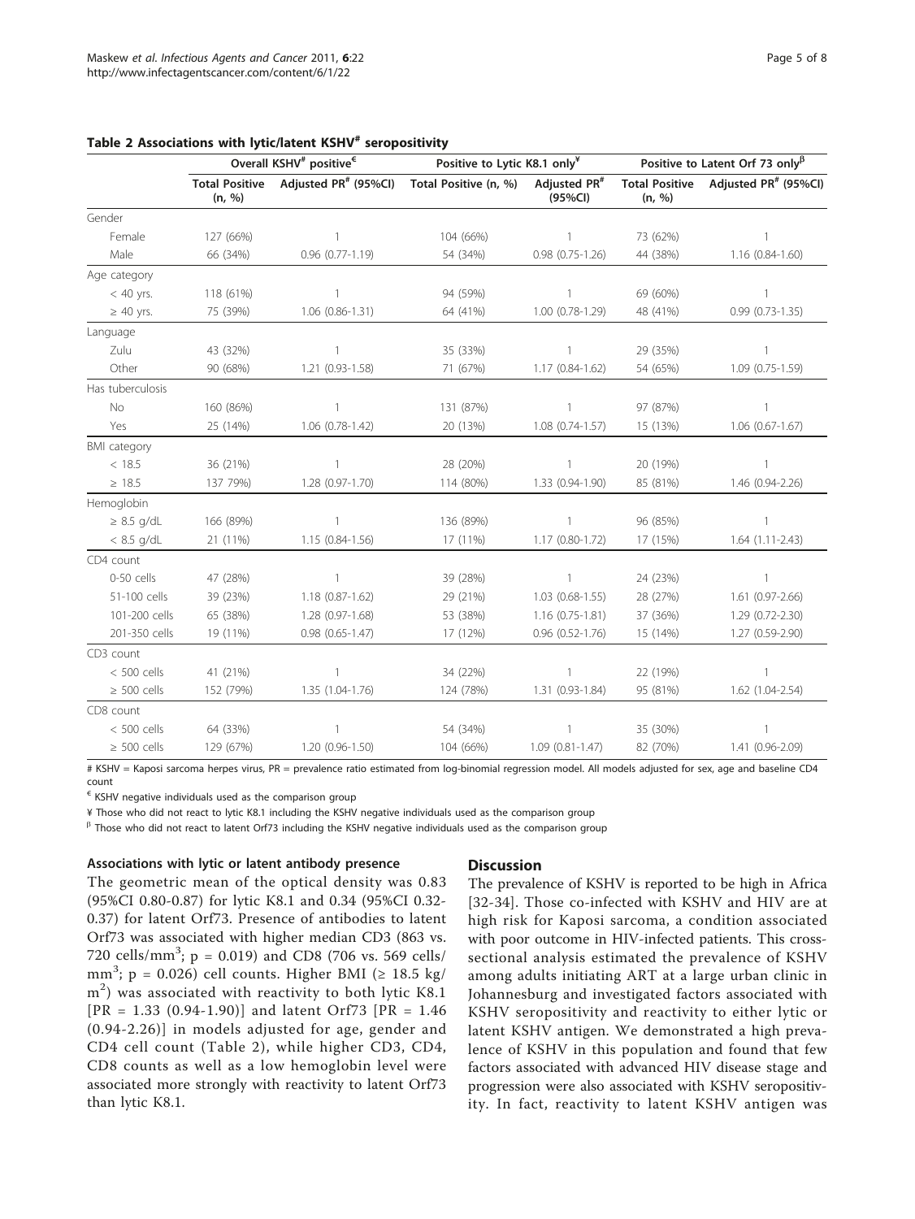**Table 2 Associations with lytic/latent KSHV# seropositivity**

| | Overall KSHV# positive€ | | Positive to Lytic K8.1 only¥ | | Positive to Latent Orf 73 only$^{\beta}$ | |
|---|---|---|---|---|---|---|
| | Total Positive (n, %) | Adjusted PR# (95%CI) | Total Positive (n, %) | Adjusted PR# (95%CI) | Total Positive (n, %) | Adjusted PR# (95%CI) |
| Gender | | | | | | |
| Female | 127 (66%) | 1 | 104 (66%) | 1 | 73 (62%) | 1 |
| Male | 66 (34%) | 0.96 (0.77-1.19) | 54 (34%) | 0.98 (0.75-1.26) | 44 (38%) | 1.16 (0.84-1.60) |
| Age category | | | | | | |
| < 40 yrs. | 118 (61%) | 1 | 94 (59%) | 1 | 69 (60%) | 1 |
| ≥ 40 yrs. | 75 (39%) | 1.06 (0.86-1.31) | 64 (41%) | 1.00 (0.78-1.29) | 48 (41%) | 0.99 (0.73-1.35) |
| Language | | | | | | |
| Zulu | 43 (32%) | 1 | 35 (33%) | 1 | 29 (35%) | 1 |
| Other | 90 (68%) | 1.21 (0.93-1.58) | 71 (67%) | 1.17 (0.84-1.62) | 54 (65%) | 1.09 (0.75-1.59) |
| Has tuberculosis | | | | | | |
| No | 160 (86%) | 1 | 131 (87%) | 1 | 97 (87%) | 1 |
| Yes | 25 (14%) | 1.06 (0.78-1.42) | 20 (13%) | 1.08 (0.74-1.57) | 15 (13%) | 1.06 (0.67-1.67) |
| BMI category | | | | | | |
| < 18.5 | 36 (21%) | 1 | 28 (20%) | 1 | 20 (19%) | 1 |
| ≥ 18.5 | 137 79%) | 1.28 (0.97-1.70) | 114 (80%) | 1.33 (0.94-1.90) | 85 (81%) | 1.46 (0.94-2.26) |
| Hemoglobin | | | | | | |
| ≥ 8.5 g/dL | 166 (89%) | 1 | 136 (89%) | 1 | 96 (85%) | 1 |
| < 8.5 g/dL | 21 (11%) | 1.15 (0.84-1.56) | 17 (11%) | 1.17 (0.80-1.72) | 17 (15%) | 1.64 (1.11-2.43) |
| CD4 count | | | | | | |
| 0-50 cells | 47 (28%) | 1 | 39 (28%) | 1 | 24 (23%) | 1 |
| 51-100 cells | 39 (23%) | 1.18 (0.87-1.62) | 29 (21%) | 1.03 (0.68-1.55) | 28 (27%) | 1.61 (0.97-2.66) |
| 101-200 cells | 65 (38%) | 1.28 (0.97-1.68) | 53 (38%) | 1.16 (0.75-1.81) | 37 (36%) | 1.29 (0.72-2.30) |
| 201-350 cells | 19 (11%) | 0.98 (0.65-1.47) | 17 (12%) | 0.96 (0.52-1.76) | 15 (14%) | 1.27 (0.59-2.90) |
| CD3 count | | | | | | |
| < 500 cells | 41 (21%) | 1 | 34 (22%) | 1 | 22 (19%) | 1 |
| ≥ 500 cells | 152 (79%) | 1.35 (1.04-1.76) | 124 (78%) | 1.31 (0.93-1.84) | 95 (81%) | 1.62 (1.04-2.54) |
| CD8 count | | | | | | |
| < 500 cells | 64 (33%) | 1 | 54 (34%) | 1 | 35 (30%) | 1 |
| ≥ 500 cells | 129 (67%) | 1.20 (0.96-1.50) | 104 (66%) | 1.09 (0.81-1.47) | 82 (70%) | 1.41 (0.96-2.09) |

# KSHV = Kaposi sarcoma herpes virus, PR = prevalence ratio estimated from log-binomial regression model. All models adjusted for sex, age and baseline CD4 count

€ KSHV negative individuals used as the comparison group

¥ Those who did not react to lytic K8.1 including the KSHV negative individuals used as the comparison group

$^{\beta}$ Those who did not react to latent Orf73 including the KSHV negative individuals used as the comparison group

### Associations with lytic or latent antibody presence

The geometric mean of the optical density was 0.83 (95%CI 0.80-0.87) for lytic K8.1 and 0.34 (95%CI 0.32-0.37) for latent Orf73. Presence of antibodies to latent Orf73 was associated with higher median CD3 (863 vs. 720 cells/mm$^3$; p = 0.019) and CD8 (706 vs. 569 cells/mm$^3$; p = 0.026) cell counts. Higher BMI (≥ 18.5 kg/m$^2$) was associated with reactivity to both lytic K8.1 [PR = 1.33 (0.94-1.90)] and latent Orf73 [PR = 1.46 (0.94-2.26)] in models adjusted for age, gender and CD4 cell count (Table 2), while higher CD3, CD4, CD8 counts as well as a low hemoglobin level were associated more strongly with reactivity to latent Orf73 than lytic K8.1.

## Discussion

The prevalence of KSHV is reported to be high in Africa [32-34]. Those co-infected with KSHV and HIV are at high risk for Kaposi sarcoma, a condition associated with poor outcome in HIV-infected patients. This cross-sectional analysis estimated the prevalence of KSHV among adults initiating ART at a large urban clinic in Johannesburg and investigated factors associated with KSHV seropositivity and reactivity to either lytic or latent KSHV antigen. We demonstrated a high prevalence of KSHV in this population and found that few factors associated with advanced HIV disease stage and progression were also associated with KSHV seropositivity. In fact, reactivity to latent KSHV antigen was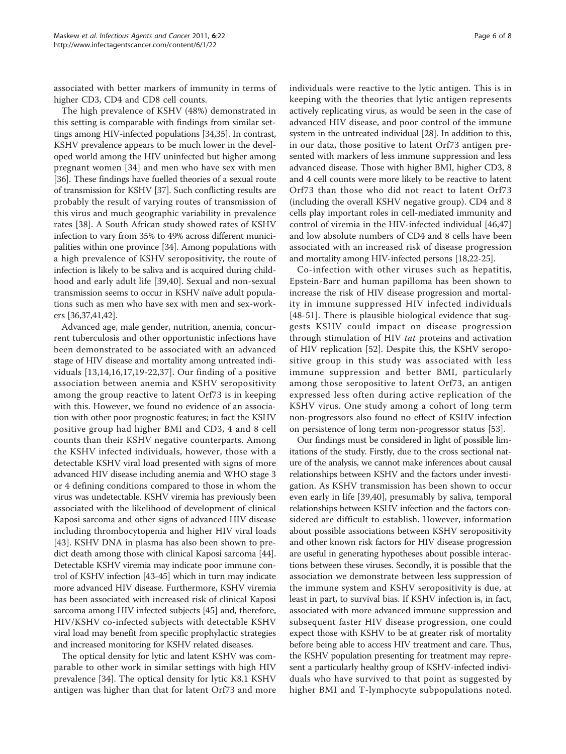associated with better markers of immunity in terms of higher CD3, CD4 and CD8 cell counts.

The high prevalence of KSHV (48%) demonstrated in this setting is comparable with findings from similar settings among HIV-infected populations [34,35]. In contrast, KSHV prevalence appears to be much lower in the developed world among the HIV uninfected but higher among pregnant women [34] and men who have sex with men [36]. These findings have fuelled theories of a sexual route of transmission for KSHV [37]. Such conflicting results are probably the result of varying routes of transmission of this virus and much geographic variability in prevalence rates [38]. A South African study showed rates of KSHV infection to vary from 35% to 49% across different municipalities within one province [34]. Among populations with a high prevalence of KSHV seropositivity, the route of infection is likely to be saliva and is acquired during childhood and early adult life [39,40]. Sexual and non-sexual transmission seems to occur in KSHV naïve adult populations such as men who have sex with men and sex-workers [36,37,41,42].

Advanced age, male gender, nutrition, anemia, concurrent tuberculosis and other opportunistic infections have been demonstrated to be associated with an advanced stage of HIV disease and mortality among untreated individuals [13,14,16,17,19-22,37]. Our finding of a positive association between anemia and KSHV seropositivity among the group reactive to latent Orf73 is in keeping with this. However, we found no evidence of an association with other poor prognostic features; in fact the KSHV positive group had higher BMI and CD3, 4 and 8 cell counts than their KSHV negative counterparts. Among the KSHV infected individuals, however, those with a detectable KSHV viral load presented with signs of more advanced HIV disease including anemia and WHO stage 3 or 4 defining conditions compared to those in whom the virus was undetectable. KSHV viremia has previously been associated with the likelihood of development of clinical Kaposi sarcoma and other signs of advanced HIV disease including thrombocytopenia and higher HIV viral loads [43]. KSHV DNA in plasma has also been shown to predict death among those with clinical Kaposi sarcoma [44]. Detectable KSHV viremia may indicate poor immune control of KSHV infection [43-45] which in turn may indicate more advanced HIV disease. Furthermore, KSHV viremia has been associated with increased risk of clinical Kaposi sarcoma among HIV infected subjects [45] and, therefore, HIV/KSHV co-infected subjects with detectable KSHV viral load may benefit from specific prophylactic strategies and increased monitoring for KSHV related diseases.

The optical density for lytic and latent KSHV was comparable to other work in similar settings with high HIV prevalence [34]. The optical density for lytic K8.1 KSHV antigen was higher than that for latent Orf73 and more individuals were reactive to the lytic antigen. This is in keeping with the theories that lytic antigen represents actively replicating virus, as would be seen in the case of advanced HIV disease, and poor control of the immune system in the untreated individual [28]. In addition to this, in our data, those positive to latent Orf73 antigen presented with markers of less immune suppression and less advanced disease. Those with higher BMI, higher CD3, 8 and 4 cell counts were more likely to be reactive to latent Orf73 than those who did not react to latent Orf73 (including the overall KSHV negative group). CD4 and 8 cells play important roles in cell-mediated immunity and control of viremia in the HIV-infected individual [46,47] and low absolute numbers of CD4 and 8 cells have been associated with an increased risk of disease progression and mortality among HIV-infected persons [18,22-25].

Co-infection with other viruses such as hepatitis, Epstein-Barr and human papilloma has been shown to increase the risk of HIV disease progression and mortality in immune suppressed HIV infected individuals [48-51]. There is plausible biological evidence that suggests KSHV could impact on disease progression through stimulation of HIV *tat* proteins and activation of HIV replication [52]. Despite this, the KSHV seropositive group in this study was associated with less immune suppression and better BMI, particularly among those seropositive to latent Orf73, an antigen expressed less often during active replication of the KSHV virus. One study among a cohort of long term non-progressors also found no effect of KSHV infection on persistence of long term non-progressor status [53].

Our findings must be considered in light of possible limitations of the study. Firstly, due to the cross sectional nature of the analysis, we cannot make inferences about causal relationships between KSHV and the factors under investigation. As KSHV transmission has been shown to occur even early in life [39,40], presumably by saliva, temporal relationships between KSHV infection and the factors considered are difficult to establish. However, information about possible associations between KSHV seropositivity and other known risk factors for HIV disease progression are useful in generating hypotheses about possible interactions between these viruses. Secondly, it is possible that the association we demonstrate between less suppression of the immune system and KSHV seropositivity is due, at least in part, to survival bias. If KSHV infection is, in fact, associated with more advanced immune suppression and subsequent faster HIV disease progression, one could expect those with KSHV to be at greater risk of mortality before being able to access HIV treatment and care. Thus, the KSHV population presenting for treatment may represent a particularly healthy group of KSHV-infected individuals who have survived to that point as suggested by higher BMI and T-lymphocyte subpopulations noted.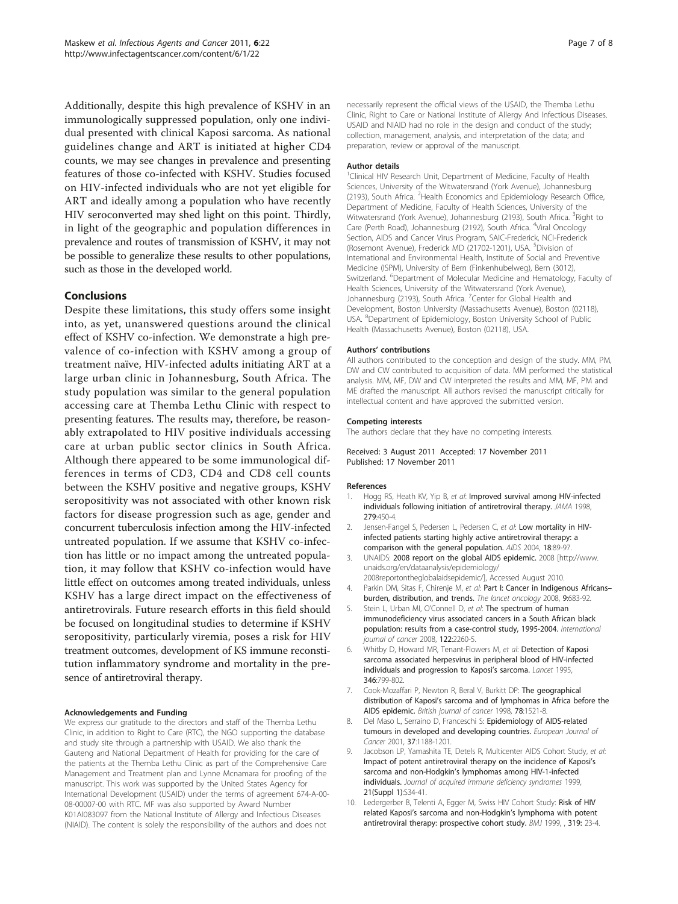Additionally, despite this high prevalence of KSHV in an immunologically suppressed population, only one individual presented with clinical Kaposi sarcoma. As national guidelines change and ART is initiated at higher CD4 counts, we may see changes in prevalence and presenting features of those co-infected with KSHV. Studies focused on HIV-infected individuals who are not yet eligible for ART and ideally among a population who have recently HIV seroconverted may shed light on this point. Thirdly, in light of the geographic and population differences in prevalence and routes of transmission of KSHV, it may not be possible to generalize these results to other populations, such as those in the developed world.

## Conclusions

Despite these limitations, this study offers some insight into, as yet, unanswered questions around the clinical effect of KSHV co-infection. We demonstrate a high prevalence of co-infection with KSHV among a group of treatment naïve, HIV-infected adults initiating ART at a large urban clinic in Johannesburg, South Africa. The study population was similar to the general population accessing care at Themba Lethu Clinic with respect to presenting features. The results may, therefore, be reasonably extrapolated to HIV positive individuals accessing care at urban public sector clinics in South Africa. Although there appeared to be some immunological differences in terms of CD3, CD4 and CD8 cell counts between the KSHV positive and negative groups, KSHV seropositivity was not associated with other known risk factors for disease progression such as age, gender and concurrent tuberculosis infection among the HIV-infected untreated population. If we assume that KSHV co-infection has little or no impact among the untreated population, it may follow that KSHV co-infection would have little effect on outcomes among treated individuals, unless KSHV has a large direct impact on the effectiveness of antiretrovirals. Future research efforts in this field should be focused on longitudinal studies to determine if KSHV seropositivity, particularly viremia, poses a risk for HIV treatment outcomes, development of KS immune reconstitution inflammatory syndrome and mortality in the presence of antiretroviral therapy.

#### Acknowledgements and Funding

We express our gratitude to the directors and staff of the Themba Lethu Clinic, in addition to Right to Care (RTC), the NGO supporting the database and study site through a partnership with USAID. We also thank the Gauteng and National Department of Health for providing for the care of the patients at the Themba Lethu Clinic as part of the Comprehensive Care Management and Treatment plan and Lynne Mcnamara for proofing of the manuscript. This work was supported by the United States Agency for International Development (USAID) under the terms of agreement 674-A-00-08-00007-00 with RTC. MF was also supported by Award Number K01AI083097 from the National Institute of Allergy and Infectious Diseases (NIAID). The content is solely the responsibility of the authors and does not necessarily represent the official views of the USAID, the Themba Lethu Clinic, Right to Care or National Institute of Allergy And Infectious Diseases. USAID and NIAID had no role in the design and conduct of the study; collection, management, analysis, and interpretation of the data; and preparation, review or approval of the manuscript.

#### Author details

[1]Clinical HIV Research Unit, Department of Medicine, Faculty of Health Sciences, University of the Witwatersrand (York Avenue), Johannesburg (2193), South Africa. [2]Health Economics and Epidemiology Research Office, Department of Medicine, Faculty of Health Sciences, University of the Witwatersrand (York Avenue), Johannesburg (2193), South Africa. [3]Right to Care (Perth Road), Johannesburg (2192), South Africa. [4]Viral Oncology Section, AIDS and Cancer Virus Program, SAIC-Frederick, NCI-Frederick (Rosemont Avenue), Frederick MD (21702-1201), USA. [5]Division of International and Environmental Health, Institute of Social and Preventive Medicine (ISPM), University of Bern (Finkenhubelweg), Bern (3012), Switzerland. [6]Department of Molecular Medicine and Hematology, Faculty of Health Sciences, University of the Witwatersrand (York Avenue), Johannesburg (2193), South Africa. [7]Center for Global Health and Development, Boston University (Massachusetts Avenue), Boston (02118), USA. [8]Department of Epidemiology, Boston University School of Public Health (Massachusetts Avenue), Boston (02118), USA.

#### Authors' contributions

All authors contributed to the conception and design of the study. MM, PM, DW and CW contributed to acquisition of data. MM performed the statistical analysis. MM, MF, DW and CW interpreted the results and MM, MF, PM and ME drafted the manuscript. All authors revised the manuscript critically for intellectual content and have approved the submitted version.

#### Competing interests

The authors declare that they have no competing interests.

Received: 3 August 2011 Accepted: 17 November 2011
Published: 17 November 2011

#### References

1. Hogg RS, Heath KV, Yip B, *et al*: **Improved survival among HIV-infected individuals following initiation of antiretroviral therapy.** *JAMA* 1998, **279**:450-4.
2. Jensen-Fangel S, Pedersen L, Pedersen C, *et al*: **Low mortality in HIV-infected patients starting highly active antiretroviral therapy: a comparison with the general population.** *AIDS* 2004, **18**:89-97.
3. UNAIDS: **2008 report on the global AIDS epidemic.** 2008 [http://www.unaids.org/en/dataanalysis/epidemiology/2008reportontheglobalaidsepidemic/], Accessed August 2010.
4. Parkin DM, Sitas F, Chirenje M, *et al*: **Part I: Cancer in Indigenous Africans–burden, distribution, and trends.** *The lancet oncology* 2008, **9**:683-92.
5. Stein L, Urban MI, O'Connell D, *et al*: **The spectrum of human immunodeficiency virus associated cancers in a South African black population: results from a case-control study, 1995-2004.** *International journal of cancer* 2008, **122**:2260-5.
6. Whitby D, Howard MR, Tenant-Flowers M, *et al*: **Detection of Kaposi sarcoma associated herpesvirus in peripheral blood of HIV-infected individuals and progression to Kaposi's sarcoma.** *Lancet* 1995, **346**:799-802.
7. Cook-Mozaffari P, Newton R, Beral V, Burkitt DP: **The geographical distribution of Kaposi's sarcoma and of lymphomas in Africa before the AIDS epidemic.** *British journal of cancer* 1998, **78**:1521-8.
8. Del Maso L, Serraino D, Franceschi S: **Epidemiology of AIDS-related tumours in developed and developing countries.** *European Journal of Cancer* 2001, **37**:1188-1201.
9. Jacobson LP, Yamashita TE, Detels R, Multicenter AIDS Cohort Study, *et al*: **Impact of potent antiretroviral therapy on the incidence of Kaposi's sarcoma and non-Hodgkin's lymphomas among HIV-1-infected individuals.** *Journal of acquired immune deficiency syndromes* 1999, **21(Suppl 1)**:S34-41.
10. Ledergerber B, Telenti A, Egger M, Swiss HIV Cohort Study: **Risk of HIV related Kaposi's sarcoma and non-Hodgkin's lymphoma with potent antiretroviral therapy: prospective cohort study.** *BMJ* 1999, , **319**: 23-4.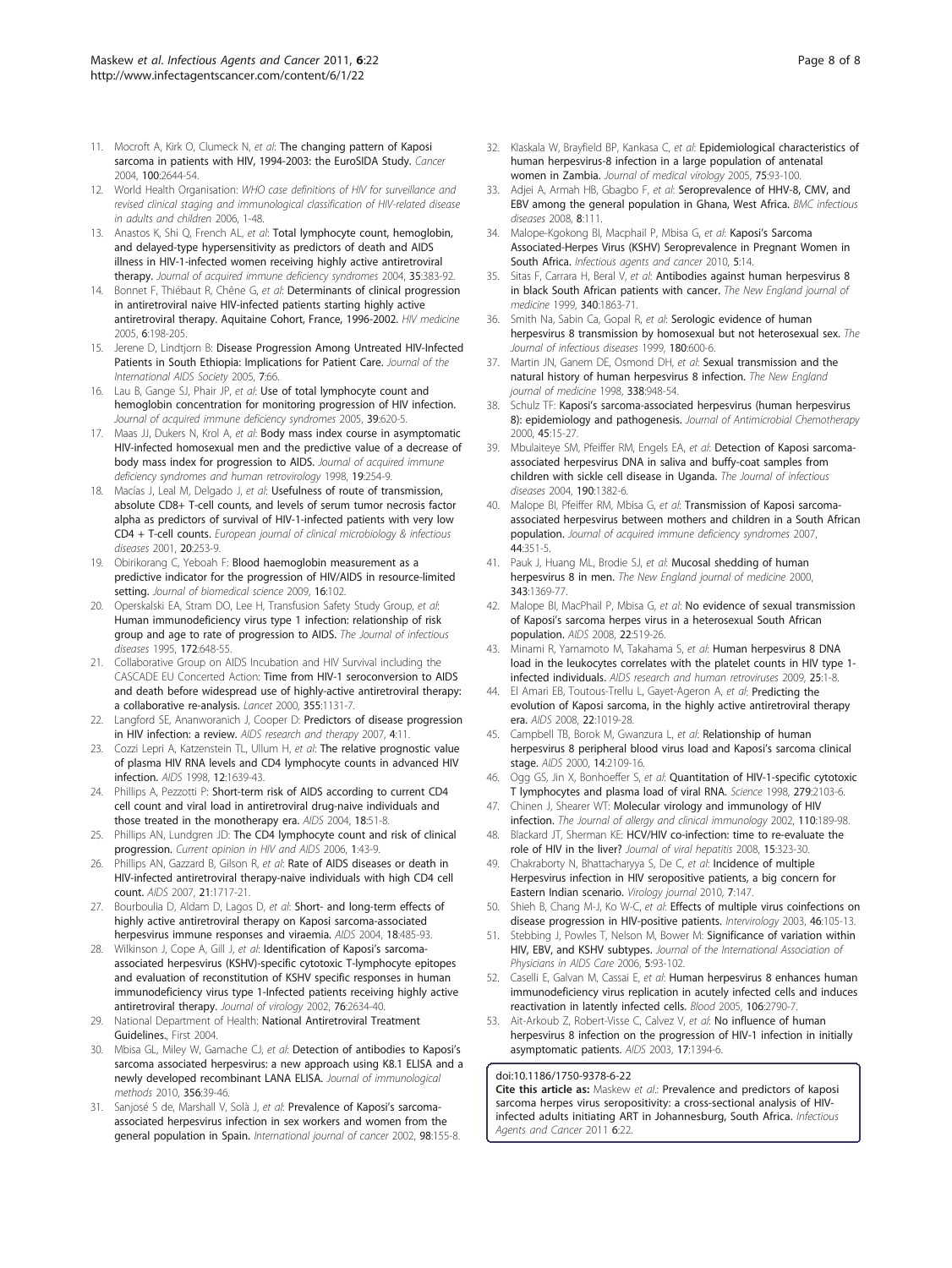11. Mocroft A, Kirk O, Clumeck N, *et al*: The changing pattern of Kaposi sarcoma in patients with HIV, 1994-2003: the EuroSIDA Study. *Cancer* 2004, 100:2644-54.
12. World Health Organisation: *WHO case definitions of HIV for surveillance and revised clinical staging and immunological classification of HIV-related disease in adults and children* 2006, 1-48.
13. Anastos K, Shi Q, French AL, *et al*: Total lymphocyte count, hemoglobin, and delayed-type hypersensitivity as predictors of death and AIDS illness in HIV-1-infected women receiving highly active antiretroviral therapy. *Journal of acquired immune deficiency syndromes* 2004, 35:383-92.
14. Bonnet F, Thiébaut R, Chêne G, *et al*: Determinants of clinical progression in antiretroviral naive HIV-infected patients starting highly active antiretroviral therapy. Aquitaine Cohort, France, 1996-2002. *HIV medicine* 2005, 6:198-205.
15. Jerene D, Lindtjorn B: Disease Progression Among Untreated HIV-Infected Patients in South Ethiopia: Implications for Patient Care. *Journal of the International AIDS Society* 2005, 7:66.
16. Lau B, Gange SJ, Phair JP, *et al*: Use of total lymphocyte count and hemoglobin concentration for monitoring progression of HIV infection. *Journal of acquired immune deficiency syndromes* 2005, 39:620-5.
17. Maas JJ, Dukers N, Krol A, *et al*: Body mass index course in asymptomatic HIV-infected homosexual men and the predictive value of a decrease of body mass index for progression to AIDS. *Journal of acquired immune deficiency syndromes and human retrovirology* 1998, 19:254-9.
18. Macías J, Leal M, Delgado J, *et al*: Usefulness of route of transmission, absolute CD8+ T-cell counts, and levels of serum tumor necrosis factor alpha as predictors of survival of HIV-1-infected patients with very low CD4 + T-cell counts. *European journal of clinical microbiology & infectious diseases* 2001, 20:253-9.
19. Obirikorang C, Yeboah F: Blood haemoglobin measurement as a predictive indicator for the progression of HIV/AIDS in resource-limited setting. *Journal of biomedical science* 2009, 16:102.
20. Operskalski EA, Stram DO, Lee H, Transfusion Safety Study Group, *et al*: Human immunodeficiency virus type 1 infection: relationship of risk group and age to rate of progression to AIDS. *The Journal of infectious diseases* 1995, 172:648-55.
21. Collaborative Group on AIDS Incubation and HIV Survival including the CASCADE EU Concerted Action: Time from HIV-1 seroconversion to AIDS and death before widespread use of highly-active antiretroviral therapy: a collaborative re-analysis. *Lancet* 2000, 355:1131-7.
22. Langford SE, Ananworanich J, Cooper D: Predictors of disease progression in HIV infection: a review. *AIDS research and therapy* 2007, 4:11.
23. Cozzi Lepri A, Katzenstein TL, Ullum H, *et al*: The relative prognostic value of plasma HIV RNA levels and CD4 lymphocyte counts in advanced HIV infection. *AIDS* 1998, 12:1639-43.
24. Phillips A, Pezzotti P: Short-term risk of AIDS according to current CD4 cell count and viral load in antiretroviral drug-naive individuals and those treated in the monotherapy era. *AIDS* 2004, 18:51-8.
25. Phillips AN, Lundgren JD: The CD4 lymphocyte count and risk of clinical progression. *Current opinion in HIV and AIDS* 2006, 1:43-9.
26. Phillips AN, Gazzard B, Gilson R, *et al*: Rate of AIDS diseases or death in HIV-infected antiretroviral therapy-naive individuals with high CD4 cell count. *AIDS* 2007, 21:1717-21.
27. Bourboulia D, Aldam D, Lagos D, *et al*: Short- and long-term effects of highly active antiretroviral therapy on Kaposi sarcoma-associated herpesvirus immune responses and viraemia. *AIDS* 2004, 18:485-93.
28. Wilkinson J, Cope A, Gill J, *et al*: Identification of Kaposi's sarcoma-associated herpesvirus (KSHV)-specific cytotoxic T-lymphocyte epitopes and evaluation of reconstitution of KSHV specific responses in human immunodeficiency virus type 1-Infected patients receiving highly active antiretroviral therapy. *Journal of virology* 2002, 76:2634-40.
29. National Department of Health: National Antiretroviral Treatment Guidelines., First 2004.
30. Mbisa GL, Miley W, Gamache CJ, *et al*: Detection of antibodies to Kaposi's sarcoma associated herpesvirus: a new approach using K8.1 ELISA and a newly developed recombinant LANA ELISA. *Journal of immunological methods* 2010, 356:39-46.
31. Sanjosé S de, Marshall V, Solà J, *et al*: Prevalence of Kaposi's sarcoma-associated herpesvirus infection in sex workers and women from the general population in Spain. *International journal of cancer* 2002, 98:155-8.
32. Klaskala W, Brayfield BP, Kankasa C, *et al*: Epidemiological characteristics of human herpesvirus-8 infection in a large population of antenatal women in Zambia. *Journal of medical virology* 2005, 75:93-100.
33. Adjei A, Armah HB, Gbagbo F, *et al*: Seroprevalence of HHV-8, CMV, and EBV among the general population in Ghana, West Africa. *BMC infectious diseases* 2008, 8:111.
34. Malope-Kgokong BI, Macphail P, Mbisa G, *et al*: Kaposi's Sarcoma Associated-Herpes Virus (KSHV) Seroprevalence in Pregnant Women in South Africa. *Infectious agents and cancer* 2010, 5:14.
35. Sitas F, Carrara H, Beral V, *et al*: Antibodies against human herpesvirus 8 in black South African patients with cancer. *The New England journal of medicine* 1999, 340:1863-71.
36. Smith Na, Sabin Ca, Gopal R, *et al*: Serologic evidence of human herpesvirus 8 transmission by homosexual but not heterosexual sex. *The Journal of infectious diseases* 1999, 180:600-6.
37. Martin JN, Ganem DE, Osmond DH, *et al*: Sexual transmission and the natural history of human herpesvirus 8 infection. *The New England journal of medicine* 1998, 338:948-54.
38. Schulz TF: Kaposi's sarcoma-associated herpesvirus (human herpesvirus 8): epidemiology and pathogenesis. *Journal of Antimicrobial Chemotherapy* 2000, 45:15-27.
39. Mbulaiteye SM, Pfeiffer RM, Engels EA, *et al*: Detection of Kaposi sarcoma-associated herpesvirus DNA in saliva and buffy-coat samples from children with sickle cell disease in Uganda. *The Journal of infectious diseases* 2004, 190:1382-6.
40. Malope BI, Pfeiffer RM, Mbisa G, *et al*: Transmission of Kaposi sarcoma-associated herpesvirus between mothers and children in a South African population. *Journal of acquired immune deficiency syndromes* 2007, 44:351-5.
41. Pauk J, Huang ML, Brodie SJ, *et al*: Mucosal shedding of human herpesvirus 8 in men. *The New England journal of medicine* 2000, 343:1369-77.
42. Malope BI, MacPhail P, Mbisa G, *et al*: No evidence of sexual transmission of Kaposi's sarcoma herpes virus in a heterosexual South African population. *AIDS* 2008, 22:519-26.
43. Minami R, Yamamoto M, Takahama S, *et al*: Human herpesvirus 8 DNA load in the leukocytes correlates with the platelet counts in HIV type 1-infected individuals. *AIDS research and human retroviruses* 2009, 25:1-8.
44. El Amari EB, Toutous-Trellu L, Gayet-Ageron A, *et al*: Predicting the evolution of Kaposi sarcoma, in the highly active antiretroviral therapy era. *AIDS* 2008, 22:1019-28.
45. Campbell TB, Borok M, Gwanzura L, *et al*: Relationship of human herpesvirus 8 peripheral blood virus load and Kaposi's sarcoma clinical stage. *AIDS* 2000, 14:2109-16.
46. Ogg GS, Jin X, Bonhoeffer S, *et al*: Quantitation of HIV-1-specific cytotoxic T lymphocytes and plasma load of viral RNA. *Science* 1998, 279:2103-6.
47. Chinen J, Shearer WT: Molecular virology and immunology of HIV infection. *The Journal of allergy and clinical immunology* 2002, 110:189-98.
48. Blackard JT, Sherman KE: HCV/HIV co-infection: time to re-evaluate the role of HIV in the liver? *Journal of viral hepatitis* 2008, 15:323-30.
49. Chakraborty N, Bhattacharyya S, De C, *et al*: Incidence of multiple Herpesvirus infection in HIV seropositive patients, a big concern for Eastern Indian scenario. *Virology journal* 2010, 7:147.
50. Shieh B, Chang M-J, Ko W-C, *et al*: Effects of multiple virus coinfections on disease progression in HIV-positive patients. *Intervirology* 2003, 46:105-13.
51. Stebbing J, Powles T, Nelson M, Bower M: Significance of variation within HIV, EBV, and KSHV subtypes. *Journal of the International Association of Physicians in AIDS Care* 2006, 5:93-102.
52. Caselli E, Galvan M, Cassai E, *et al*: Human herpesvirus 8 enhances human immunodeficiency virus replication in acutely infected cells and induces reactivation in latently infected cells. *Blood* 2005, 106:2790-7.
53. Ait-Arkoub Z, Robert-Visse C, Calvez V, *et al*: No influence of human herpesvirus 8 infection on the progression of HIV-1 infection in initially asymptomatic patients. *AIDS* 2003, 17:1394-6.

doi:10.1186/1750-9378-6-22

**Cite this article as:** Maskew *et al.*: Prevalence and predictors of kaposi sarcoma herpes virus seropositivity: a cross-sectional analysis of HIV-infected adults initiating ART in Johannesburg, South Africa. *Infectious Agents and Cancer* 2011 6:22.